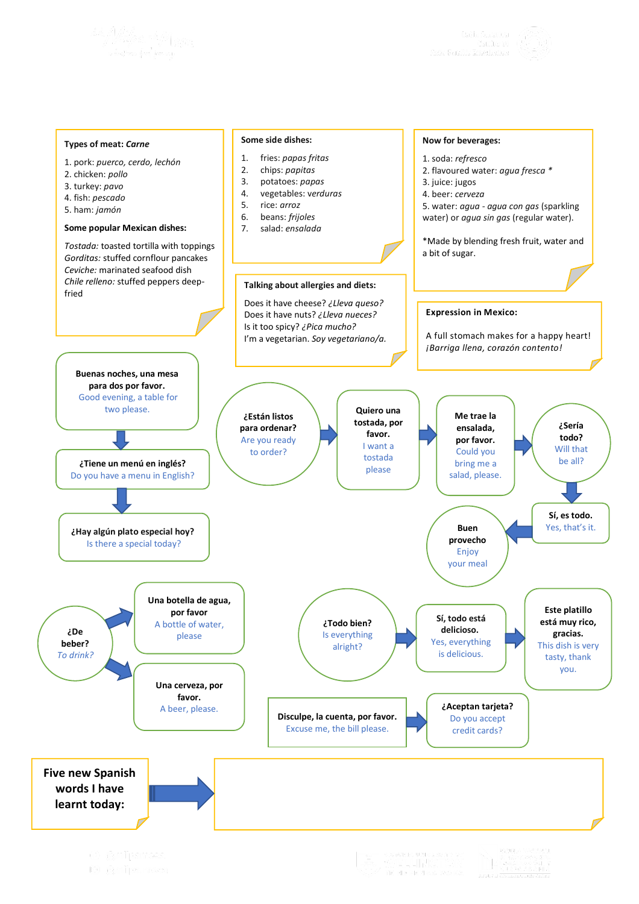**Types of meat:** ***Carne***

1. pork: *puerco, cerdo, lechón*
2. chicken: *pollo*
3. turkey: *pavo*
4. fish: *pescado*
5. ham: *jamón*

**Some popular Mexican dishes:**

*Tostada:* toasted tortilla with toppings
*Gorditas:* stuffed cornflour pancakes
*Ceviche:* marinated seafood dish
*Chile relleno:* stuffed peppers deep-fried

**Some side dishes:**

1. fries: *papas fritas*
2. chips: *papitas*
3. potatoes: *papas*
4. vegetables: *verduras*
5. rice: *arroz*
6. beans: *frijoles*
7. salad: *ensalada*

**Talking about allergies and diets:**

Does it have cheese? *¿Lleva queso?*
Does it have nuts? *¿Lleva nueces?*
Is it too spicy? *¿Pica mucho?*
I'm a vegetarian. *Soy vegetariano/a.*

**Now for beverages:**

1. soda: *refresco*
2. flavoured water: *agua fresca* *
3. juice: jugos
4. beer: *cerveza*
5. water: *agua - agua con gas* (sparkling water) or *agua sin gas* (regular water).

*Made by blending fresh fruit, water and a bit of sugar.

**Expression in Mexico:**

A full stomach makes for a happy heart!
*¡Barriga llena, corazón contento!*

**Buenas noches, una mesa para dos por favor.**
Good evening, a table for two please.

↓

**¿Tiene un menú en inglés?**
Do you have a menu in English?

↓

**¿Hay algún plato especial hoy?**
Is there a special today?

**¿Están listos para ordenar?**
Are you ready to order?

→ **Quiero una tostada, por favor.**
I want a tostada please

→ **Me trae la ensalada, por favor.**
Could you bring me a salad, please.

→ **¿Sería todo?**
Will that be all?

↓

**Sí, es todo.**
Yes, that's it.

← **Buen provecho**
Enjoy your meal

**¿De beber?**
*To drink?*

→ **Una botella de agua, por favor**
A bottle of water, please

→ **Una cerveza, por favor.**
A beer, please.

**¿Todo bien?**
Is everything alright?

→ **Sí, todo está delicioso.**
Yes, everything is delicious.

→ **Este platillo está muy rico, gracias.**
This dish is very tasty, thank you.

**Disculpe, la cuenta, por favor.**
Excuse me, the bill please.

→ **¿Aceptan tarjeta?**
Do you accept credit cards?

**Five new Spanish words I have learnt today:** →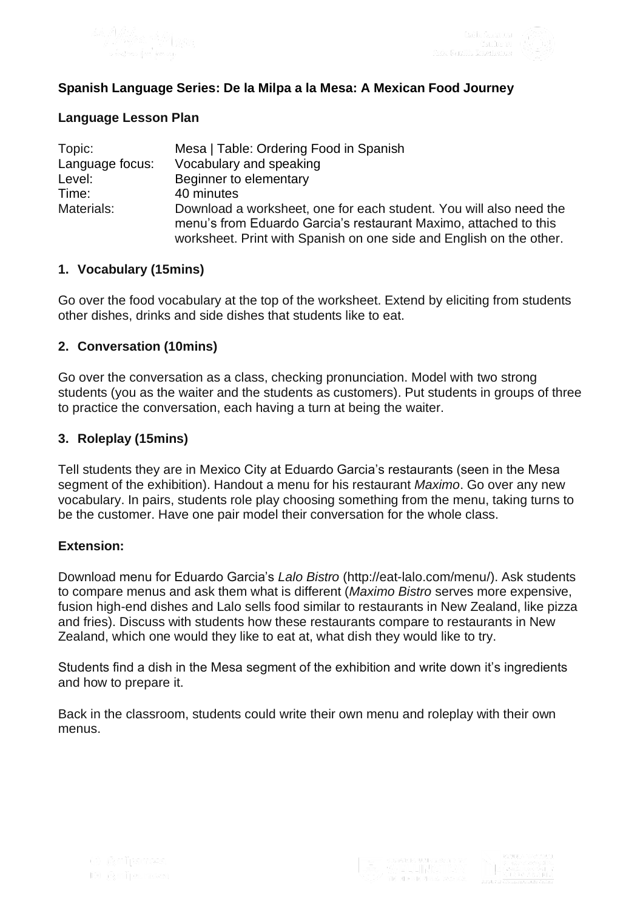**Spanish Language Series: De la Milpa a la Mesa: A Mexican Food Journey**

**Language Lesson Plan**

| | |
|---|---|
| Topic: | Mesa \| Table: Ordering Food in Spanish |
| Language focus: | Vocabulary and speaking |
| Level: | Beginner to elementary |
| Time: | 40 minutes |
| Materials: | Download a worksheet, one for each student. You will also need the menu's from Eduardo Garcia's restaurant Maximo, attached to this worksheet. Print with Spanish on one side and English on the other. |

## 1. Vocabulary (15mins)

Go over the food vocabulary at the top of the worksheet. Extend by eliciting from students other dishes, drinks and side dishes that students like to eat.

## 2. Conversation (10mins)

Go over the conversation as a class, checking pronunciation. Model with two strong students (you as the waiter and the students as customers). Put students in groups of three to practice the conversation, each having a turn at being the waiter.

## 3. Roleplay (15mins)

Tell students they are in Mexico City at Eduardo Garcia's restaurants (seen in the Mesa segment of the exhibition). Handout a menu for his restaurant *Maximo*. Go over any new vocabulary. In pairs, students role play choosing something from the menu, taking turns to be the customer. Have one pair model their conversation for the whole class.

**Extension:**

Download menu for Eduardo Garcia's *Lalo Bistro* (http://eat-lalo.com/menu/). Ask students to compare menus and ask them what is different (*Maximo Bistro* serves more expensive, fusion high-end dishes and Lalo sells food similar to restaurants in New Zealand, like pizza and fries). Discuss with students how these restaurants compare to restaurants in New Zealand, which one would they like to eat at, what dish they would like to try.

Students find a dish in the Mesa segment of the exhibition and write down it's ingredients and how to prepare it.

Back in the classroom, students could write their own menu and roleplay with their own menus.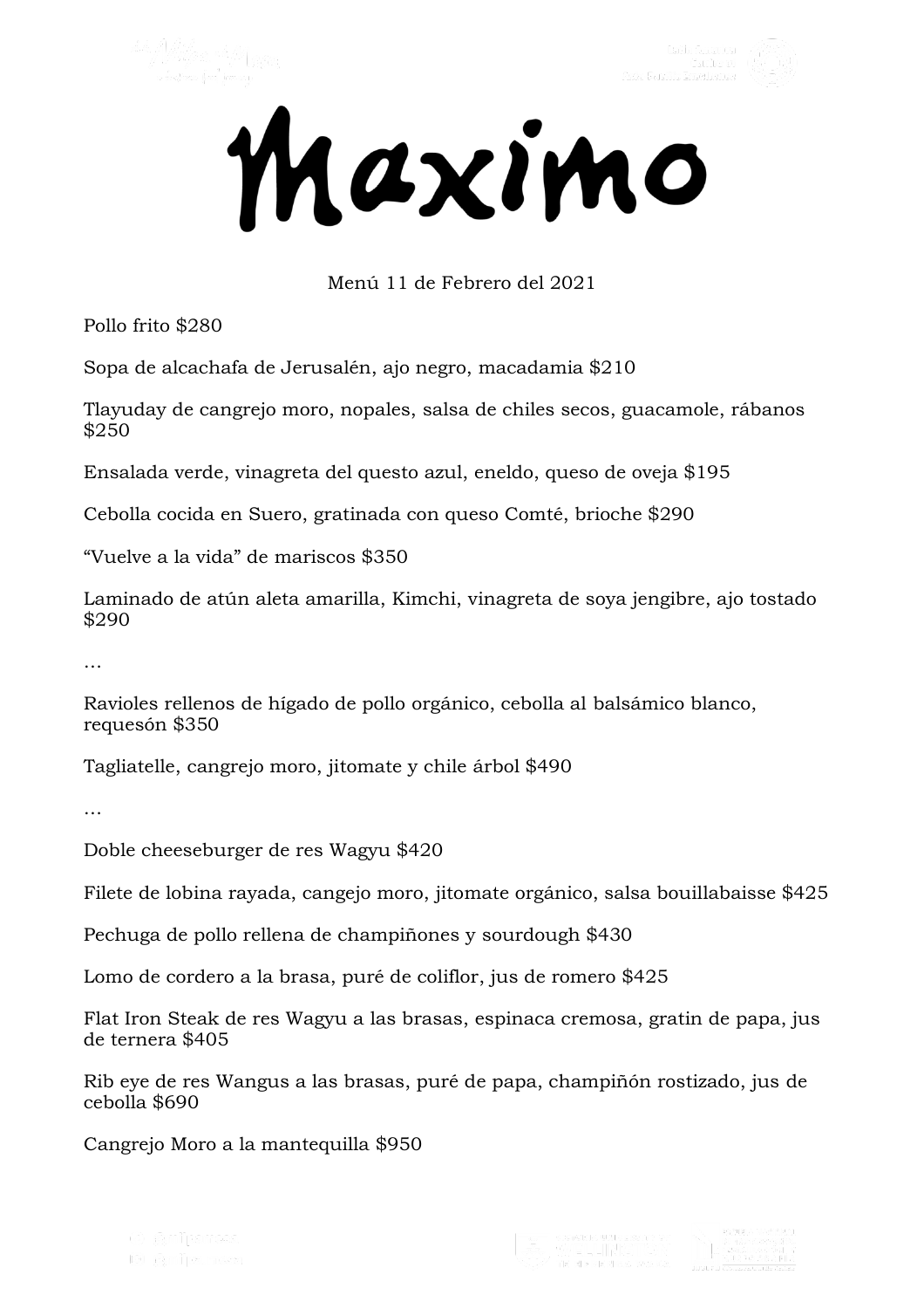# Maximo

Menú 11 de Febrero del 2021

Pollo frito $280

Sopa de alcachafa de Jerusalén, ajo negro, macadamia $210

Tlayuday de cangrejo moro, nopales, salsa de chiles secos, guacamole, rábanos $250

Ensalada verde, vinagreta del questo azul, eneldo, queso de oveja $195

Cebolla cocida en Suero, gratinada con queso Comté, brioche $290

"Vuelve a la vida" de mariscos $350

Laminado de atún aleta amarilla, Kimchi, vinagreta de soya jengibre, ajo tostado $290

…

Ravioles rellenos de hígado de pollo orgánico, cebolla al balsámico blanco, requesón $350

Tagliatelle, cangrejo moro, jitomate y chile árbol $490

…

Doble cheeseburger de res Wagyu $420

Filete de lobina rayada, cangejo moro, jitomate orgánico, salsa bouillabaisse $425

Pechuga de pollo rellena de champiñones y sourdough $430

Lomo de cordero a la brasa, puré de coliflor, jus de romero $425

Flat Iron Steak de res Wagyu a las brasas, espinaca cremosa, gratin de papa, jus de ternera $405

Rib eye de res Wangus a las brasas, puré de papa, champiñón rostizado, jus de cebolla $690

Cangrejo Moro a la mantequilla $950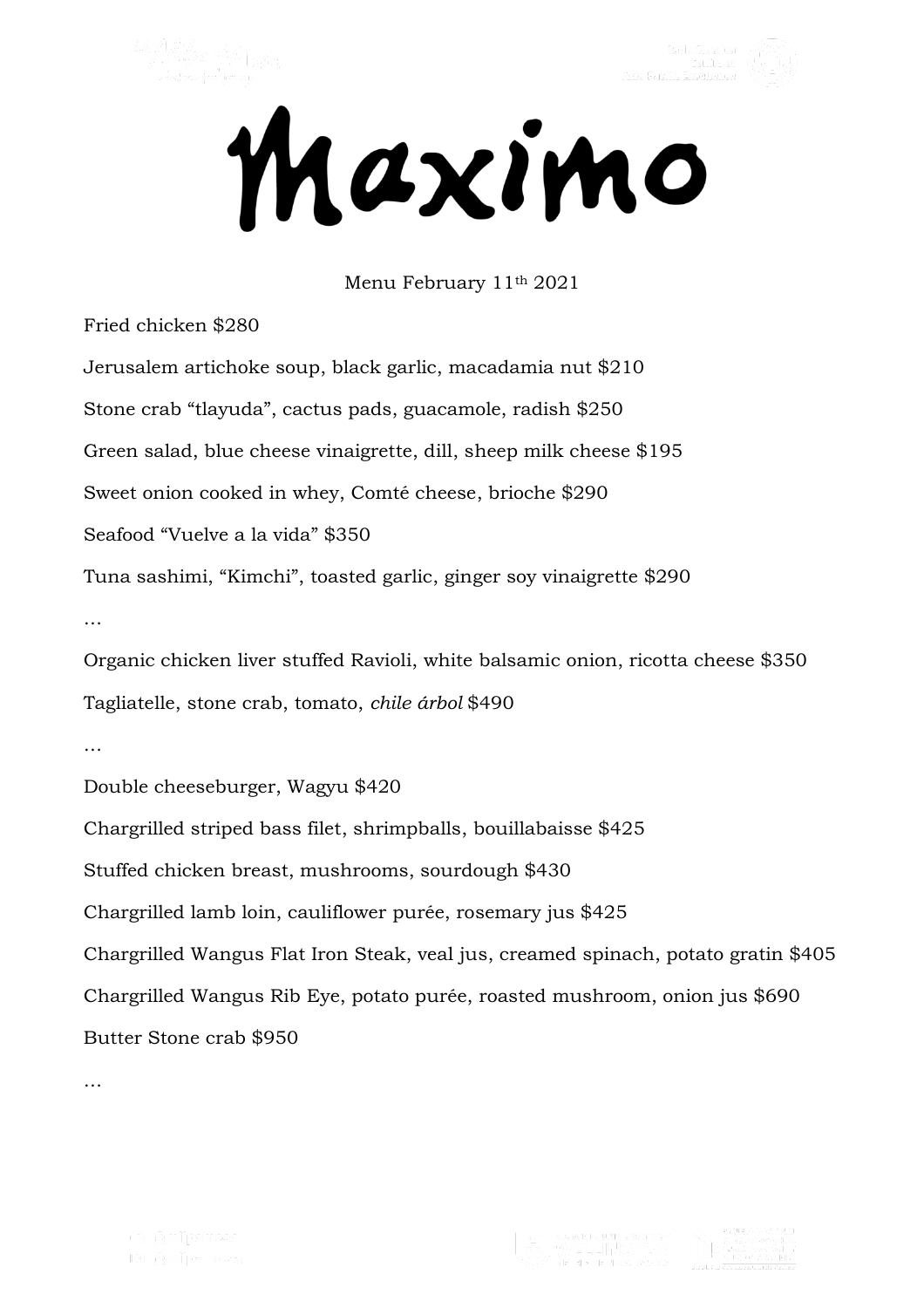# Maximo

Menu February 11th 2021

Fried chicken $280

Jerusalem artichoke soup, black garlic, macadamia nut $210

Stone crab “tlayuda”, cactus pads, guacamole, radish $250

Green salad, blue cheese vinaigrette, dill, sheep milk cheese $195

Sweet onion cooked in whey, Comté cheese, brioche $290

Seafood “Vuelve a la vida” $350

Tuna sashimi, “Kimchi”, toasted garlic, ginger soy vinaigrette $290

…

Organic chicken liver stuffed Ravioli, white balsamic onion, ricotta cheese $350

Tagliatelle, stone crab, tomato, *chile árbol* $490

…

Double cheeseburger, Wagyu $420

Chargrilled striped bass filet, shrimpballs, bouillabaisse $425

Stuffed chicken breast, mushrooms, sourdough $430

Chargrilled lamb loin, cauliflower purée, rosemary jus $425

Chargrilled Wangus Flat Iron Steak, veal jus, creamed spinach, potato gratin $405

Chargrilled Wangus Rib Eye, potato purée, roasted mushroom, onion jus $690

Butter Stone crab $950

…